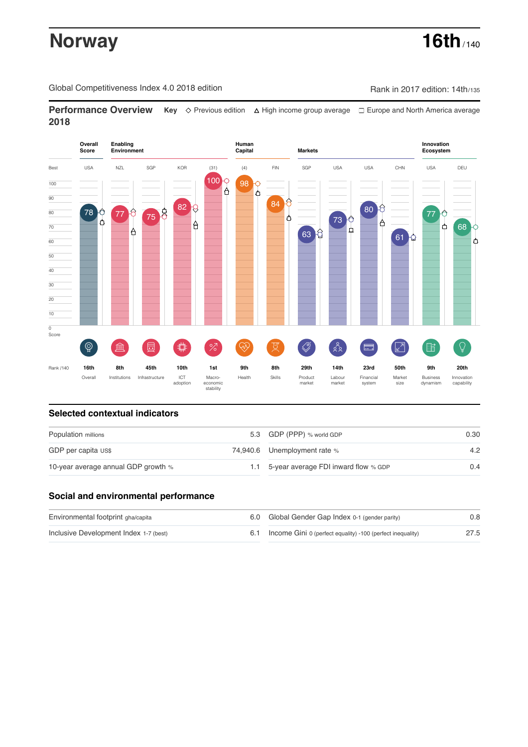# Norway

**16th** / 140

Global Competitiveness Index 4.0 2018 edition

Rank in 2017 edition: 14th/135

## Performance Overview 2018

**Key** ◇ Previous edition △ High income group average □ Europe and North America average

| | Overall Score | Enabling Environment | | | | Human Capital | | Markets | | | | Innovation Ecosystem | |
|---|---|---|---|---|---|---|---|---|---|---|---|---|---|
| Best | USA | NZL | SGP | KOR | (31) | (4) | FIN | SGP | USA | USA | CHN | USA | DEU |
| Score | 78 | 77 | 75 | 82 | 100 | 98 | 84 | 63 | 73 | 80 | 61 | 77 | 68 |
| Rank /140 | 16th | 8th | 45th | 10th | 1st | 9th | 8th | 29th | 14th | 23rd | 50th | 9th | 20th |
| | Overall | Institutions | Infrastructure | ICT adoption | Macro-economic stability | Health | Skills | Product market | Labour market | Financial system | Market size | Business dynamism | Innovation capability |

## Selected contextual indicators

| Indicator | Value | Indicator | Value |
|---|---|---|---|
| Population millions | 5.3 | GDP (PPP) % world GDP | 0.30 |
| GDP per capita US$ | 74,940.6 | Unemployment rate % | 4.2 |
| 10-year average annual GDP growth % | 1.1 | 5-year average FDI inward flow % GDP | 0.4 |

## Social and environmental performance

| Indicator | Value | Indicator | Value |
|---|---|---|---|
| Environmental footprint gha/capita | 6.0 | Global Gender Gap Index 0-1 (gender parity) | 0.8 |
| Inclusive Development Index 1-7 (best) | 6.1 | Income Gini 0 (perfect equality) -100 (perfect inequality) | 27.5 |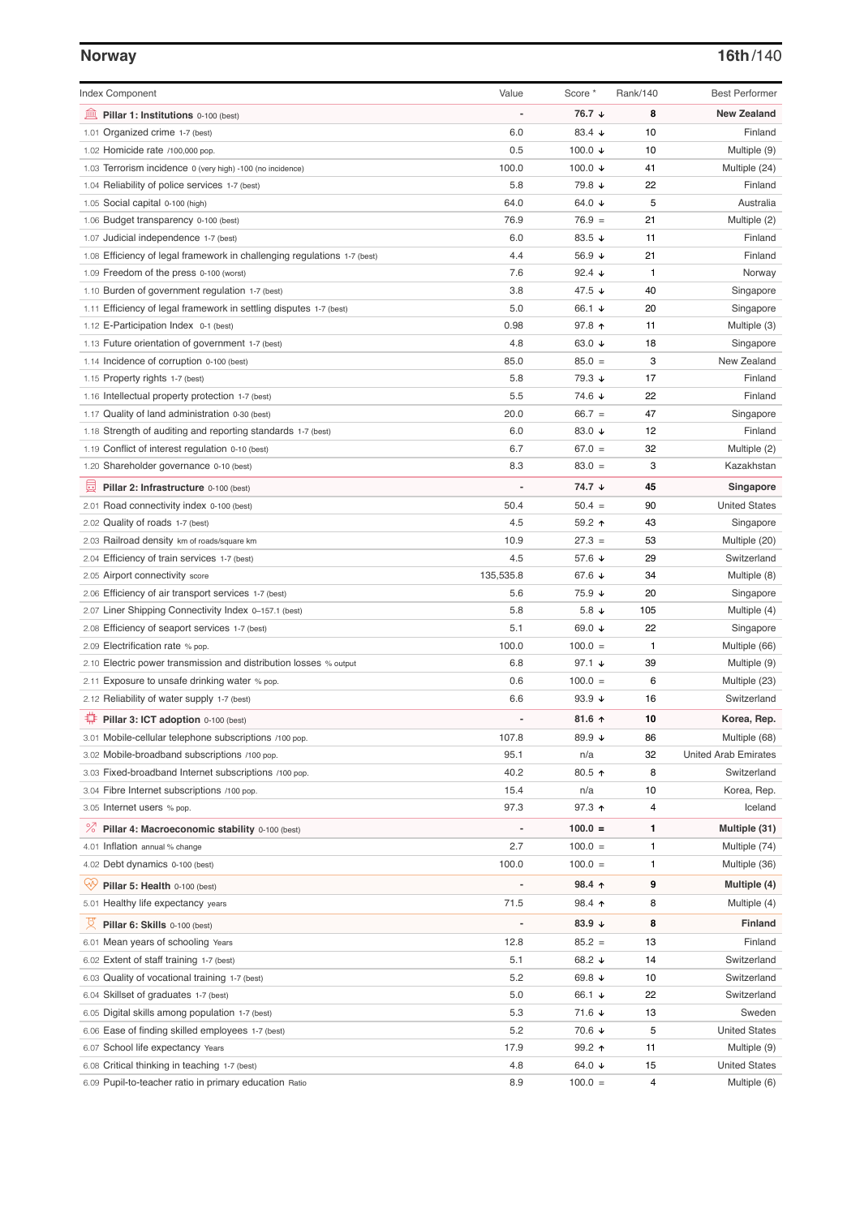## Norway

**16th/140**

| Index Component | Value | Score * | Rank/140 | Best Performer |
|---|---|---|---|---|
| **Pillar 1: Institutions** 0-100 (best) | - | **76.7 ↓** | **8** | **New Zealand** |
| 1.01 Organized crime 1-7 (best) | 6.0 | 83.4 ↓ | 10 | Finland |
| 1.02 Homicide rate /100,000 pop. | 0.5 | 100.0 ↓ | 10 | Multiple (9) |
| 1.03 Terrorism incidence 0 (very high) -100 (no incidence) | 100.0 | 100.0 ↓ | 41 | Multiple (24) |
| 1.04 Reliability of police services 1-7 (best) | 5.8 | 79.8 ↓ | 22 | Finland |
| 1.05 Social capital 0-100 (high) | 64.0 | 64.0 ↓ | 5 | Australia |
| 1.06 Budget transparency 0-100 (best) | 76.9 | 76.9 = | 21 | Multiple (2) |
| 1.07 Judicial independence 1-7 (best) | 6.0 | 83.5 ↓ | 11 | Finland |
| 1.08 Efficiency of legal framework in challenging regulations 1-7 (best) | 4.4 | 56.9 ↓ | 21 | Finland |
| 1.09 Freedom of the press 0-100 (worst) | 7.6 | 92.4 ↓ | 1 | Norway |
| 1.10 Burden of government regulation 1-7 (best) | 3.8 | 47.5 ↓ | 40 | Singapore |
| 1.11 Efficiency of legal framework in settling disputes 1-7 (best) | 5.0 | 66.1 ↓ | 20 | Singapore |
| 1.12 E-Participation Index 0-1 (best) | 0.98 | 97.8 ↑ | 11 | Multiple (3) |
| 1.13 Future orientation of government 1-7 (best) | 4.8 | 63.0 ↓ | 18 | Singapore |
| 1.14 Incidence of corruption 0-100 (best) | 85.0 | 85.0 = | 3 | New Zealand |
| 1.15 Property rights 1-7 (best) | 5.8 | 79.3 ↓ | 17 | Finland |
| 1.16 Intellectual property protection 1-7 (best) | 5.5 | 74.6 ↓ | 22 | Finland |
| 1.17 Quality of land administration 0-30 (best) | 20.0 | 66.7 = | 47 | Singapore |
| 1.18 Strength of auditing and reporting standards 1-7 (best) | 6.0 | 83.0 ↓ | 12 | Finland |
| 1.19 Conflict of interest regulation 0-10 (best) | 6.7 | 67.0 = | 32 | Multiple (2) |
| 1.20 Shareholder governance 0-10 (best) | 8.3 | 83.0 = | 3 | Kazakhstan |
| **Pillar 2: Infrastructure** 0-100 (best) | - | **74.7 ↓** | **45** | **Singapore** |
| 2.01 Road connectivity index 0-100 (best) | 50.4 | 50.4 = | 90 | United States |
| 2.02 Quality of roads 1-7 (best) | 4.5 | 59.2 ↑ | 43 | Singapore |
| 2.03 Railroad density km of roads/square km | 10.9 | 27.3 = | 53 | Multiple (20) |
| 2.04 Efficiency of train services 1-7 (best) | 4.5 | 57.6 ↓ | 29 | Switzerland |
| 2.05 Airport connectivity score | 135,535.8 | 67.6 ↓ | 34 | Multiple (8) |
| 2.06 Efficiency of air transport services 1-7 (best) | 5.6 | 75.9 ↓ | 20 | Singapore |
| 2.07 Liner Shipping Connectivity Index 0–157.1 (best) | 5.8 | 5.8 ↓ | 105 | Multiple (4) |
| 2.08 Efficiency of seaport services 1-7 (best) | 5.1 | 69.0 ↓ | 22 | Singapore |
| 2.09 Electrification rate % pop. | 100.0 | 100.0 = | 1 | Multiple (66) |
| 2.10 Electric power transmission and distribution losses % output | 6.8 | 97.1 ↓ | 39 | Multiple (9) |
| 2.11 Exposure to unsafe drinking water % pop. | 0.6 | 100.0 = | 6 | Multiple (23) |
| 2.12 Reliability of water supply 1-7 (best) | 6.6 | 93.9 ↓ | 16 | Switzerland |
| **Pillar 3: ICT adoption** 0-100 (best) | - | **81.6 ↑** | **10** | **Korea, Rep.** |
| 3.01 Mobile-cellular telephone subscriptions /100 pop. | 107.8 | 89.9 ↓ | 86 | Multiple (68) |
| 3.02 Mobile-broadband subscriptions /100 pop. | 95.1 | n/a | 32 | United Arab Emirates |
| 3.03 Fixed-broadband Internet subscriptions /100 pop. | 40.2 | 80.5 ↑ | 8 | Switzerland |
| 3.04 Fibre Internet subscriptions /100 pop. | 15.4 | n/a | 10 | Korea, Rep. |
| 3.05 Internet users % pop. | 97.3 | 97.3 ↑ | 4 | Iceland |
| **Pillar 4: Macroeconomic stability** 0-100 (best) | - | **100.0 =** | **1** | **Multiple (31)** |
| 4.01 Inflation annual % change | 2.7 | 100.0 = | 1 | Multiple (74) |
| 4.02 Debt dynamics 0-100 (best) | 100.0 | 100.0 = | 1 | Multiple (36) |
| **Pillar 5: Health** 0-100 (best) | - | **98.4 ↑** | **9** | **Multiple (4)** |
| 5.01 Healthy life expectancy years | 71.5 | 98.4 ↑ | 8 | Multiple (4) |
| **Pillar 6: Skills** 0-100 (best) | - | **83.9 ↓** | **8** | **Finland** |
| 6.01 Mean years of schooling Years | 12.8 | 85.2 = | 13 | Finland |
| 6.02 Extent of staff training 1-7 (best) | 5.1 | 68.2 ↓ | 14 | Switzerland |
| 6.03 Quality of vocational training 1-7 (best) | 5.2 | 69.8 ↓ | 10 | Switzerland |
| 6.04 Skillset of graduates 1-7 (best) | 5.0 | 66.1 ↓ | 22 | Switzerland |
| 6.05 Digital skills among population 1-7 (best) | 5.3 | 71.6 ↓ | 13 | Sweden |
| 6.06 Ease of finding skilled employees 1-7 (best) | 5.2 | 70.6 ↓ | 5 | United States |
| 6.07 School life expectancy Years | 17.9 | 99.2 ↑ | 11 | Multiple (9) |
| 6.08 Critical thinking in teaching 1-7 (best) | 4.8 | 64.0 ↓ | 15 | United States |
| 6.09 Pupil-to-teacher ratio in primary education Ratio | 8.9 | 100.0 = | 4 | Multiple (6) |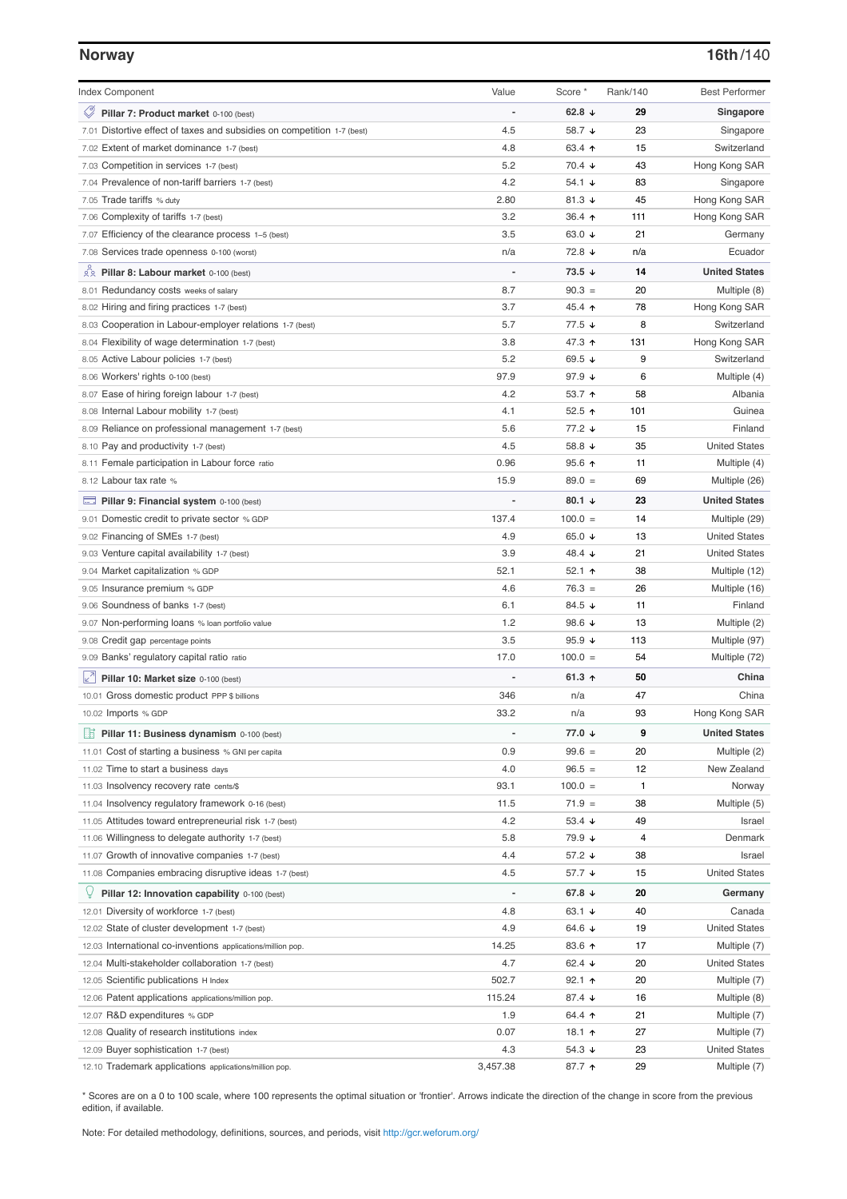## Norway

**16th**/140

| Index Component | Value | Score * | Rank/140 | Best Performer |
|---|---|---|---|---|
| **Pillar 7: Product market** 0-100 (best) | - | **62.8 ↓** | **29** | **Singapore** |
| 7.01 Distortive effect of taxes and subsidies on competition 1-7 (best) | 4.5 | 58.7 ↓ | 23 | Singapore |
| 7.02 Extent of market dominance 1-7 (best) | 4.8 | 63.4 ↑ | 15 | Switzerland |
| 7.03 Competition in services 1-7 (best) | 5.2 | 70.4 ↓ | 43 | Hong Kong SAR |
| 7.04 Prevalence of non-tariff barriers 1-7 (best) | 4.2 | 54.1 ↓ | 83 | Singapore |
| 7.05 Trade tariffs % duty | 2.80 | 81.3 ↓ | 45 | Hong Kong SAR |
| 7.06 Complexity of tariffs 1-7 (best) | 3.2 | 36.4 ↑ | 111 | Hong Kong SAR |
| 7.07 Efficiency of the clearance process 1–5 (best) | 3.5 | 63.0 ↓ | 21 | Germany |
| 7.08 Services trade openness 0-100 (worst) | n/a | 72.8 ↓ | n/a | Ecuador |
| **Pillar 8: Labour market** 0-100 (best) | - | **73.5 ↓** | **14** | **United States** |
| 8.01 Redundancy costs weeks of salary | 8.7 | 90.3 = | 20 | Multiple (8) |
| 8.02 Hiring and firing practices 1-7 (best) | 3.7 | 45.4 ↑ | 78 | Hong Kong SAR |
| 8.03 Cooperation in Labour-employer relations 1-7 (best) | 5.7 | 77.5 ↓ | 8 | Switzerland |
| 8.04 Flexibility of wage determination 1-7 (best) | 3.8 | 47.3 ↑ | 131 | Hong Kong SAR |
| 8.05 Active Labour policies 1-7 (best) | 5.2 | 69.5 ↓ | 9 | Switzerland |
| 8.06 Workers' rights 0-100 (best) | 97.9 | 97.9 ↓ | 6 | Multiple (4) |
| 8.07 Ease of hiring foreign labour 1-7 (best) | 4.2 | 53.7 ↑ | 58 | Albania |
| 8.08 Internal Labour mobility 1-7 (best) | 4.1 | 52.5 ↑ | 101 | Guinea |
| 8.09 Reliance on professional management 1-7 (best) | 5.6 | 77.2 ↓ | 15 | Finland |
| 8.10 Pay and productivity 1-7 (best) | 4.5 | 58.8 ↓ | 35 | United States |
| 8.11 Female participation in Labour force ratio | 0.96 | 95.6 ↑ | 11 | Multiple (4) |
| 8.12 Labour tax rate % | 15.9 | 89.0 = | 69 | Multiple (26) |
| **Pillar 9: Financial system** 0-100 (best) | - | **80.1 ↓** | **23** | **United States** |
| 9.01 Domestic credit to private sector % GDP | 137.4 | 100.0 = | 14 | Multiple (29) |
| 9.02 Financing of SMEs 1-7 (best) | 4.9 | 65.0 ↓ | 13 | United States |
| 9.03 Venture capital availability 1-7 (best) | 3.9 | 48.4 ↓ | 21 | United States |
| 9.04 Market capitalization % GDP | 52.1 | 52.1 ↑ | 38 | Multiple (12) |
| 9.05 Insurance premium % GDP | 4.6 | 76.3 = | 26 | Multiple (16) |
| 9.06 Soundness of banks 1-7 (best) | 6.1 | 84.5 ↓ | 11 | Finland |
| 9.07 Non-performing loans % loan portfolio value | 1.2 | 98.6 ↓ | 13 | Multiple (2) |
| 9.08 Credit gap percentage points | 3.5 | 95.9 ↓ | 113 | Multiple (97) |
| 9.09 Banks' regulatory capital ratio ratio | 17.0 | 100.0 = | 54 | Multiple (72) |
| **Pillar 10: Market size** 0-100 (best) | - | **61.3 ↑** | **50** | **China** |
| 10.01 Gross domestic product PPP $ billions | 346 | n/a | 47 | China |
| 10.02 Imports % GDP | 33.2 | n/a | 93 | Hong Kong SAR |
| **Pillar 11: Business dynamism** 0-100 (best) | - | **77.0 ↓** | **9** | **United States** |
| 11.01 Cost of starting a business % GNI per capita | 0.9 | 99.6 = | 20 | Multiple (2) |
| 11.02 Time to start a business days | 4.0 | 96.5 = | 12 | New Zealand |
| 11.03 Insolvency recovery rate cents/$ | 93.1 | 100.0 = | 1 | Norway |
| 11.04 Insolvency regulatory framework 0-16 (best) | 11.5 | 71.9 = | 38 | Multiple (5) |
| 11.05 Attitudes toward entrepreneurial risk 1-7 (best) | 4.2 | 53.4 ↓ | 49 | Israel |
| 11.06 Willingness to delegate authority 1-7 (best) | 5.8 | 79.9 ↓ | 4 | Denmark |
| 11.07 Growth of innovative companies 1-7 (best) | 4.4 | 57.2 ↓ | 38 | Israel |
| 11.08 Companies embracing disruptive ideas 1-7 (best) | 4.5 | 57.7 ↓ | 15 | United States |
| **Pillar 12: Innovation capability** 0-100 (best) | - | **67.8 ↓** | **20** | **Germany** |
| 12.01 Diversity of workforce 1-7 (best) | 4.8 | 63.1 ↓ | 40 | Canada |
| 12.02 State of cluster development 1-7 (best) | 4.9 | 64.6 ↓ | 19 | United States |
| 12.03 International co-inventions applications/million pop. | 14.25 | 83.6 ↑ | 17 | Multiple (7) |
| 12.04 Multi-stakeholder collaboration 1-7 (best) | 4.7 | 62.4 ↓ | 20 | United States |
| 12.05 Scientific publications H Index | 502.7 | 92.1 ↑ | 20 | Multiple (7) |
| 12.06 Patent applications applications/million pop. | 115.24 | 87.4 ↓ | 16 | Multiple (8) |
| 12.07 R&D expenditures % GDP | 1.9 | 64.4 ↑ | 21 | Multiple (7) |
| 12.08 Quality of research institutions index | 0.07 | 18.1 ↑ | 27 | Multiple (7) |
| 12.09 Buyer sophistication 1-7 (best) | 4.3 | 54.3 ↓ | 23 | United States |
| 12.10 Trademark applications applications/million pop. | 3,457.38 | 87.7 ↑ | 29 | Multiple (7) |

* Scores are on a 0 to 100 scale, where 100 represents the optimal situation or 'frontier'. Arrows indicate the direction of the change in score from the previous edition, if available.

Note: For detailed methodology, definitions, sources, and periods, visit http://gcr.weforum.org/